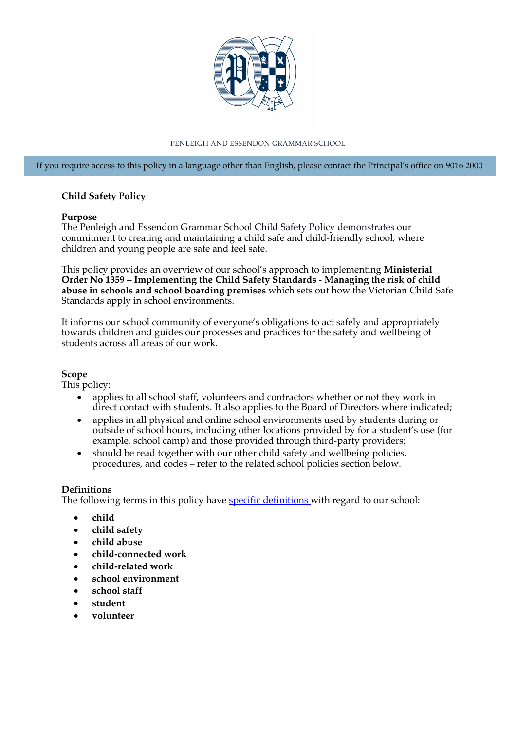PENLEIGH AND ESSENDON GRAMMAR SCHOOL

If you require access to this policy in a language other than English, please contact the Principal's office on 9016 2000

# Child Safety Policy

## Purpose

The Penleigh and Essendon Grammar School Child Safety Policy demonstrates our commitment to creating and maintaining a child safe and child-friendly school, where children and young people are safe and feel safe.

This policy provides an overview of our school's approach to implementing **Ministerial Order No 1359 – Implementing the Child Safety Standards - Managing the risk of child abuse in schools and school boarding premises** which sets out how the Victorian Child Safe Standards apply in school environments.

It informs our school community of everyone's obligations to act safely and appropriately towards children and guides our processes and practices for the safety and wellbeing of students across all areas of our work.

## Scope

This policy:

- applies to all school staff, volunteers and contractors whether or not they work in direct contact with students. It also applies to the Board of Directors where indicated;
- applies in all physical and online school environments used by students during or outside of school hours, including other locations provided by for a student's use (for example, school camp) and those provided through third-party providers;
- should be read together with our other child safety and wellbeing policies, procedures, and codes – refer to the related school policies section below.

## Definitions

The following terms in this policy have [specific definitions](#) with regard to our school:

- **child**
- **child safety**
- **child abuse**
- **child-connected work**
- **child-related work**
- **school environment**
- **school staff**
- **student**
- **volunteer**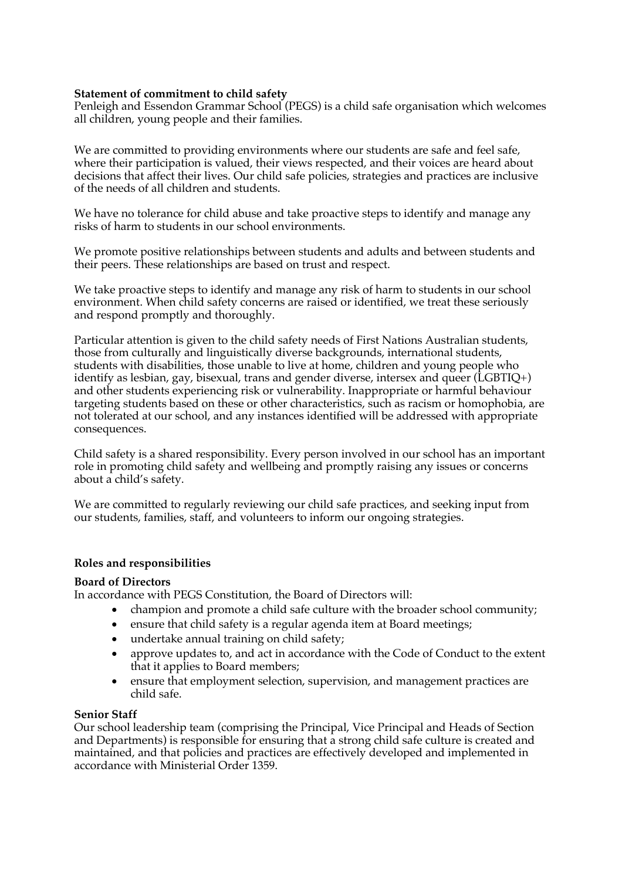**Statement of commitment to child safety**

Penleigh and Essendon Grammar School (PEGS) is a child safe organisation which welcomes all children, young people and their families.

We are committed to providing environments where our students are safe and feel safe, where their participation is valued, their views respected, and their voices are heard about decisions that affect their lives. Our child safe policies, strategies and practices are inclusive of the needs of all children and students.

We have no tolerance for child abuse and take proactive steps to identify and manage any risks of harm to students in our school environments.

We promote positive relationships between students and adults and between students and their peers. These relationships are based on trust and respect.

We take proactive steps to identify and manage any risk of harm to students in our school environment. When child safety concerns are raised or identified, we treat these seriously and respond promptly and thoroughly.

Particular attention is given to the child safety needs of First Nations Australian students, those from culturally and linguistically diverse backgrounds, international students, students with disabilities, those unable to live at home, children and young people who identify as lesbian, gay, bisexual, trans and gender diverse, intersex and queer (LGBTIQ+) and other students experiencing risk or vulnerability. Inappropriate or harmful behaviour targeting students based on these or other characteristics, such as racism or homophobia, are not tolerated at our school, and any instances identified will be addressed with appropriate consequences.

Child safety is a shared responsibility. Every person involved in our school has an important role in promoting child safety and wellbeing and promptly raising any issues or concerns about a child's safety.

We are committed to regularly reviewing our child safe practices, and seeking input from our students, families, staff, and volunteers to inform our ongoing strategies.

**Roles and responsibilities**

**Board of Directors**

In accordance with PEGS Constitution, the Board of Directors will:

- champion and promote a child safe culture with the broader school community;
- ensure that child safety is a regular agenda item at Board meetings;
- undertake annual training on child safety;
- approve updates to, and act in accordance with the Code of Conduct to the extent that it applies to Board members;
- ensure that employment selection, supervision, and management practices are child safe.

**Senior Staff**

Our school leadership team (comprising the Principal, Vice Principal and Heads of Section and Departments) is responsible for ensuring that a strong child safe culture is created and maintained, and that policies and practices are effectively developed and implemented in accordance with Ministerial Order 1359.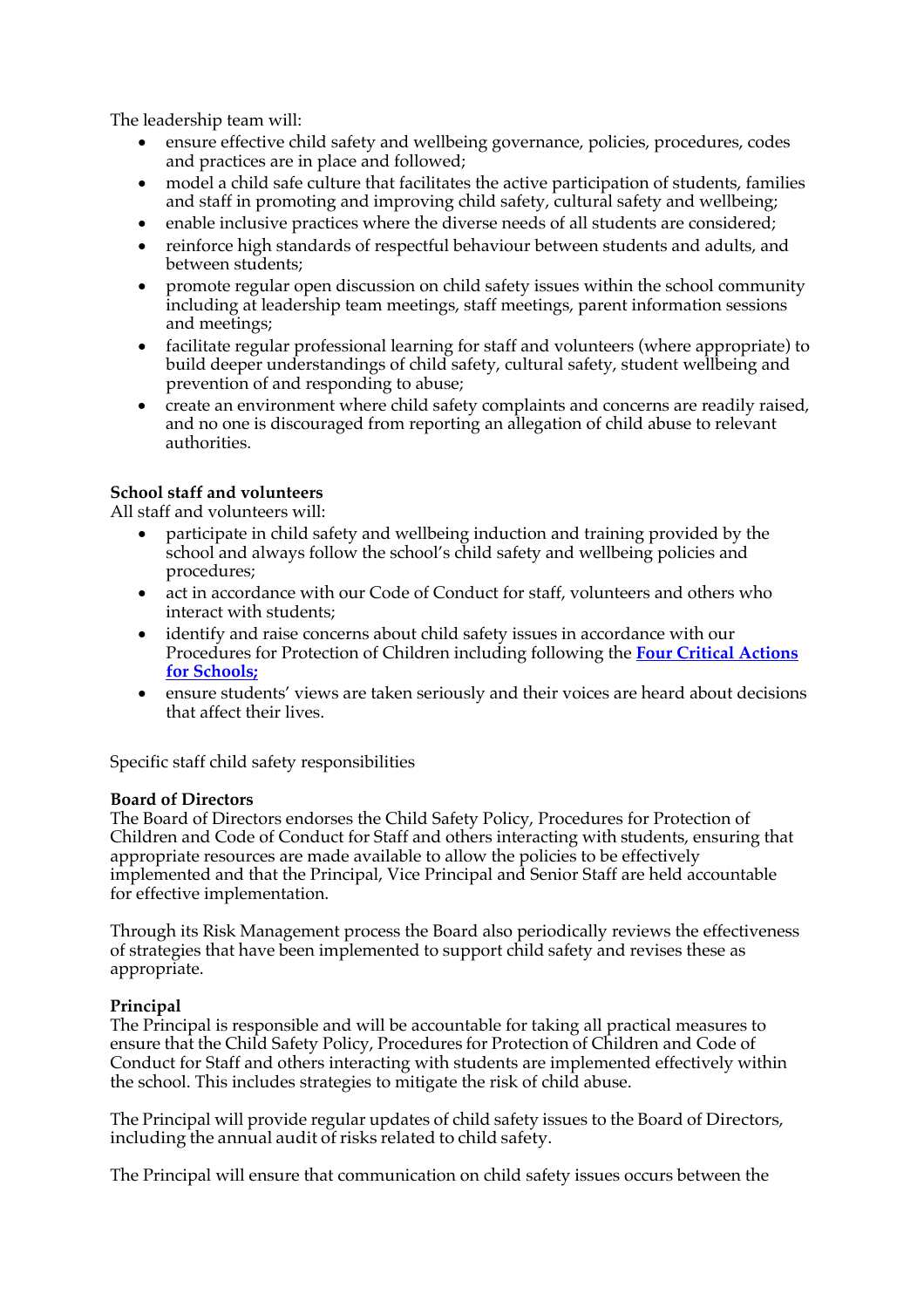The leadership team will:

- ensure effective child safety and wellbeing governance, policies, procedures, codes and practices are in place and followed;
- model a child safe culture that facilitates the active participation of students, families and staff in promoting and improving child safety, cultural safety and wellbeing;
- enable inclusive practices where the diverse needs of all students are considered;
- reinforce high standards of respectful behaviour between students and adults, and between students;
- promote regular open discussion on child safety issues within the school community including at leadership team meetings, staff meetings, parent information sessions and meetings;
- facilitate regular professional learning for staff and volunteers (where appropriate) to build deeper understandings of child safety, cultural safety, student wellbeing and prevention of and responding to abuse;
- create an environment where child safety complaints and concerns are readily raised, and no one is discouraged from reporting an allegation of child abuse to relevant authorities.

**School staff and volunteers**

All staff and volunteers will:

- participate in child safety and wellbeing induction and training provided by the school and always follow the school's child safety and wellbeing policies and procedures;
- act in accordance with our Code of Conduct for staff, volunteers and others who interact with students;
- identify and raise concerns about child safety issues in accordance with our Procedures for Protection of Children including following the **Four Critical Actions for Schools;**
- ensure students' views are taken seriously and their voices are heard about decisions that affect their lives.

Specific staff child safety responsibilities

**Board of Directors**

The Board of Directors endorses the Child Safety Policy, Procedures for Protection of Children and Code of Conduct for Staff and others interacting with students, ensuring that appropriate resources are made available to allow the policies to be effectively implemented and that the Principal, Vice Principal and Senior Staff are held accountable for effective implementation.

Through its Risk Management process the Board also periodically reviews the effectiveness of strategies that have been implemented to support child safety and revises these as appropriate.

**Principal**

The Principal is responsible and will be accountable for taking all practical measures to ensure that the Child Safety Policy, Procedures for Protection of Children and Code of Conduct for Staff and others interacting with students are implemented effectively within the school. This includes strategies to mitigate the risk of child abuse.

The Principal will provide regular updates of child safety issues to the Board of Directors, including the annual audit of risks related to child safety.

The Principal will ensure that communication on child safety issues occurs between the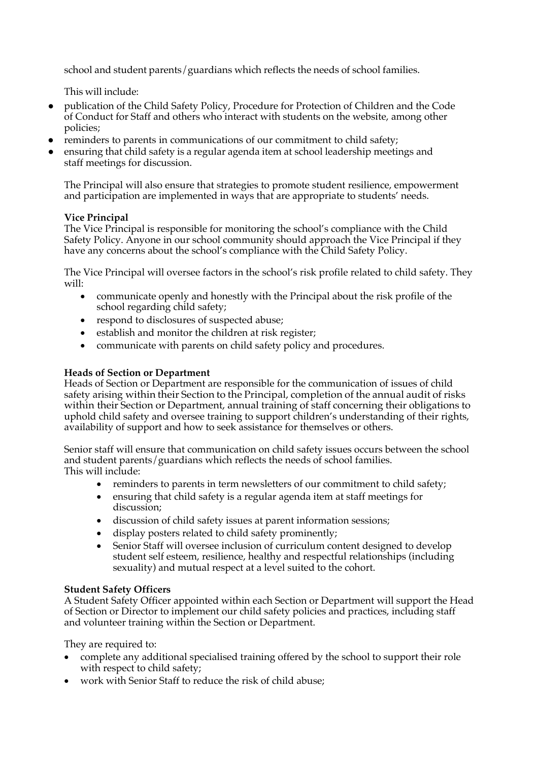school and student parents/guardians which reflects the needs of school families.

This will include:

- publication of the Child Safety Policy, Procedure for Protection of Children and the Code of Conduct for Staff and others who interact with students on the website, among other policies;
- reminders to parents in communications of our commitment to child safety;
- ensuring that child safety is a regular agenda item at school leadership meetings and staff meetings for discussion.

The Principal will also ensure that strategies to promote student resilience, empowerment and participation are implemented in ways that are appropriate to students' needs.

**Vice Principal**
The Vice Principal is responsible for monitoring the school's compliance with the Child Safety Policy. Anyone in our school community should approach the Vice Principal if they have any concerns about the school's compliance with the Child Safety Policy.

The Vice Principal will oversee factors in the school's risk profile related to child safety. They will:

- communicate openly and honestly with the Principal about the risk profile of the school regarding child safety;
- respond to disclosures of suspected abuse;
- establish and monitor the children at risk register;
- communicate with parents on child safety policy and procedures.

**Heads of Section or Department**
Heads of Section or Department are responsible for the communication of issues of child safety arising within their Section to the Principal, completion of the annual audit of risks within their Section or Department, annual training of staff concerning their obligations to uphold child safety and oversee training to support children's understanding of their rights, availability of support and how to seek assistance for themselves or others.

Senior staff will ensure that communication on child safety issues occurs between the school and student parents/guardians which reflects the needs of school families.
This will include:

- reminders to parents in term newsletters of our commitment to child safety;
- ensuring that child safety is a regular agenda item at staff meetings for discussion;
- discussion of child safety issues at parent information sessions;
- display posters related to child safety prominently;
- Senior Staff will oversee inclusion of curriculum content designed to develop student self esteem, resilience, healthy and respectful relationships (including sexuality) and mutual respect at a level suited to the cohort.

**Student Safety Officers**
A Student Safety Officer appointed within each Section or Department will support the Head of Section or Director to implement our child safety policies and practices, including staff and volunteer training within the Section or Department.

They are required to:

- complete any additional specialised training offered by the school to support their role with respect to child safety;
- work with Senior Staff to reduce the risk of child abuse;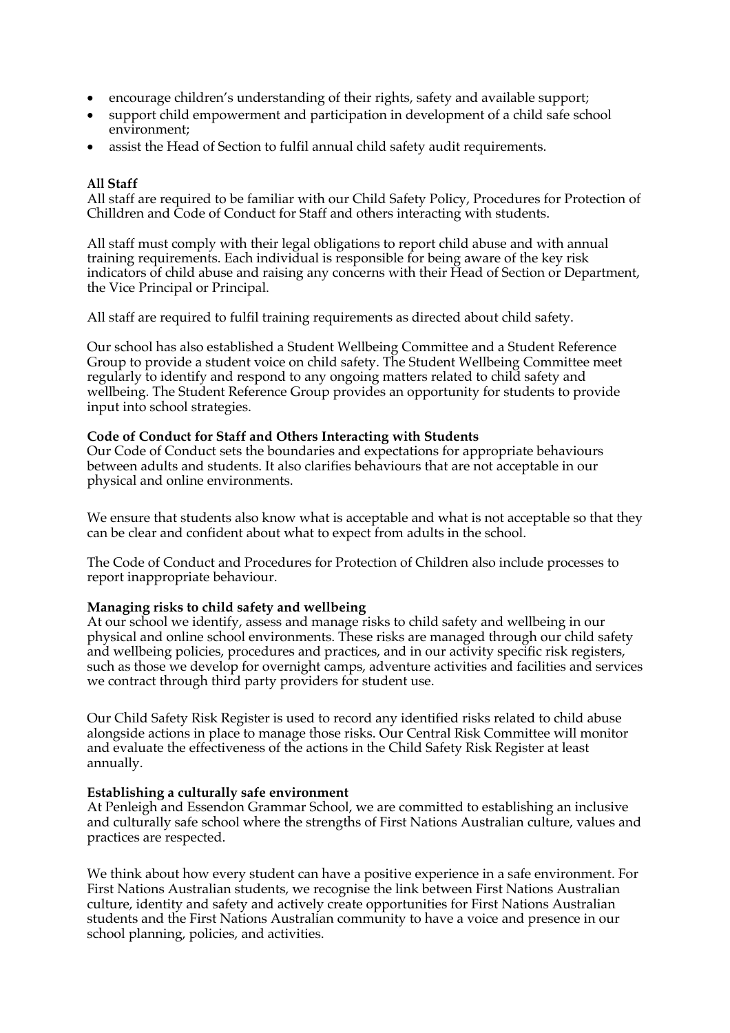- encourage children's understanding of their rights, safety and available support;
- support child empowerment and participation in development of a child safe school environment;
- assist the Head of Section to fulfil annual child safety audit requirements.

**All Staff**
All staff are required to be familiar with our Child Safety Policy, Procedures for Protection of Chilldren and Code of Conduct for Staff and others interacting with students.

All staff must comply with their legal obligations to report child abuse and with annual training requirements. Each individual is responsible for being aware of the key risk indicators of child abuse and raising any concerns with their Head of Section or Department, the Vice Principal or Principal.

All staff are required to fulfil training requirements as directed about child safety.

Our school has also established a Student Wellbeing Committee and a Student Reference Group to provide a student voice on child safety. The Student Wellbeing Committee meet regularly to identify and respond to any ongoing matters related to child safety and wellbeing. The Student Reference Group provides an opportunity for students to provide input into school strategies.

**Code of Conduct for Staff and Others Interacting with Students**
Our Code of Conduct sets the boundaries and expectations for appropriate behaviours between adults and students. It also clarifies behaviours that are not acceptable in our physical and online environments.

We ensure that students also know what is acceptable and what is not acceptable so that they can be clear and confident about what to expect from adults in the school.

The Code of Conduct and Procedures for Protection of Children also include processes to report inappropriate behaviour.

**Managing risks to child safety and wellbeing**
At our school we identify, assess and manage risks to child safety and wellbeing in our physical and online school environments. These risks are managed through our child safety and wellbeing policies, procedures and practices, and in our activity specific risk registers, such as those we develop for overnight camps, adventure activities and facilities and services we contract through third party providers for student use.

Our Child Safety Risk Register is used to record any identified risks related to child abuse alongside actions in place to manage those risks. Our Central Risk Committee will monitor and evaluate the effectiveness of the actions in the Child Safety Risk Register at least annually.

**Establishing a culturally safe environment**
At Penleigh and Essendon Grammar School, we are committed to establishing an inclusive and culturally safe school where the strengths of First Nations Australian culture, values and practices are respected.

We think about how every student can have a positive experience in a safe environment. For First Nations Australian students, we recognise the link between First Nations Australian culture, identity and safety and actively create opportunities for First Nations Australian students and the First Nations Australian community to have a voice and presence in our school planning, policies, and activities.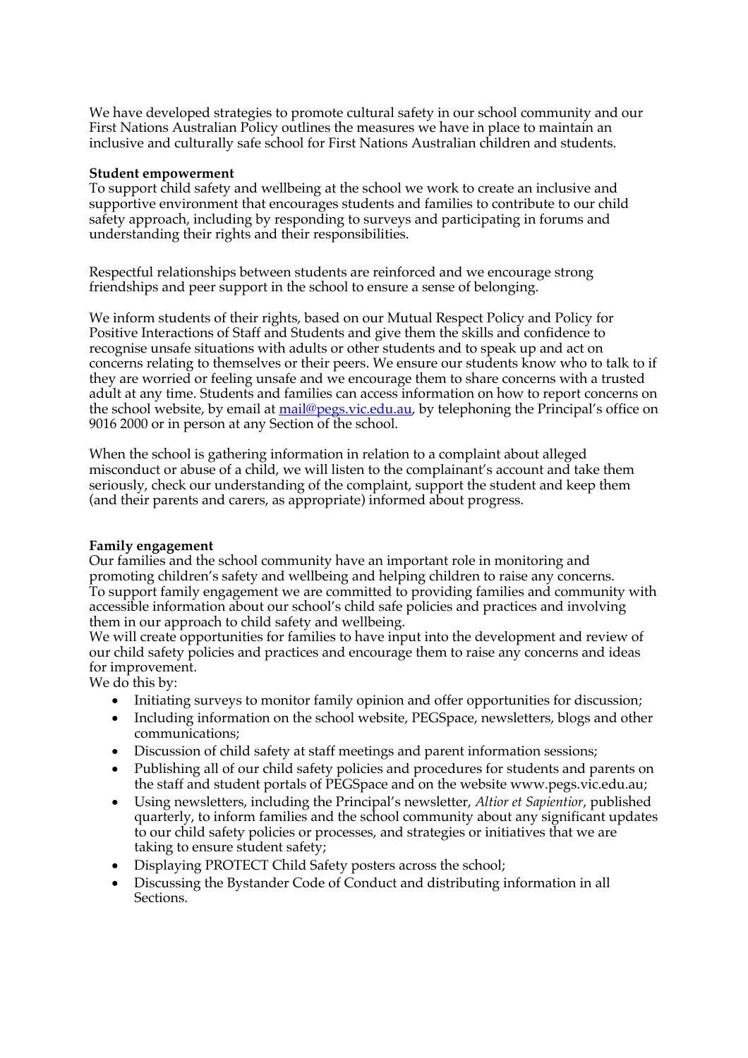We have developed strategies to promote cultural safety in our school community and our First Nations Australian Policy outlines the measures we have in place to maintain an inclusive and culturally safe school for First Nations Australian children and students.

**Student empowerment**

To support child safety and wellbeing at the school we work to create an inclusive and supportive environment that encourages students and families to contribute to our child safety approach, including by responding to surveys and participating in forums and understanding their rights and their responsibilities.

Respectful relationships between students are reinforced and we encourage strong friendships and peer support in the school to ensure a sense of belonging.

We inform students of their rights, based on our Mutual Respect Policy and Policy for Positive Interactions of Staff and Students and give them the skills and confidence to recognise unsafe situations with adults or other students and to speak up and act on concerns relating to themselves or their peers. We ensure our students know who to talk to if they are worried or feeling unsafe and we encourage them to share concerns with a trusted adult at any time. Students and families can access information on how to report concerns on the school website, by email at [mail@pegs.vic.edu.au](mailto:mail@pegs.vic.edu.au), by telephoning the Principal's office on 9016 2000 or in person at any Section of the school.

When the school is gathering information in relation to a complaint about alleged misconduct or abuse of a child, we will listen to the complainant's account and take them seriously, check our understanding of the complaint, support the student and keep them (and their parents and carers, as appropriate) informed about progress.

**Family engagement**

Our families and the school community have an important role in monitoring and promoting children's safety and wellbeing and helping children to raise any concerns.
To support family engagement we are committed to providing families and community with accessible information about our school's child safe policies and practices and involving them in our approach to child safety and wellbeing.
We will create opportunities for families to have input into the development and review of our child safety policies and practices and encourage them to raise any concerns and ideas for improvement.
We do this by:

- Initiating surveys to monitor family opinion and offer opportunities for discussion;
- Including information on the school website, PEGSpace, newsletters, blogs and other communications;
- Discussion of child safety at staff meetings and parent information sessions;
- Publishing all of our child safety policies and procedures for students and parents on the staff and student portals of PEGSpace and on the website www.pegs.vic.edu.au;
- Using newsletters, including the Principal's newsletter, *Altior et Sapientior*, published quarterly, to inform families and the school community about any significant updates to our child safety policies or processes, and strategies or initiatives that we are taking to ensure student safety;
- Displaying PROTECT Child Safety posters across the school;
- Discussing the Bystander Code of Conduct and distributing information in all Sections.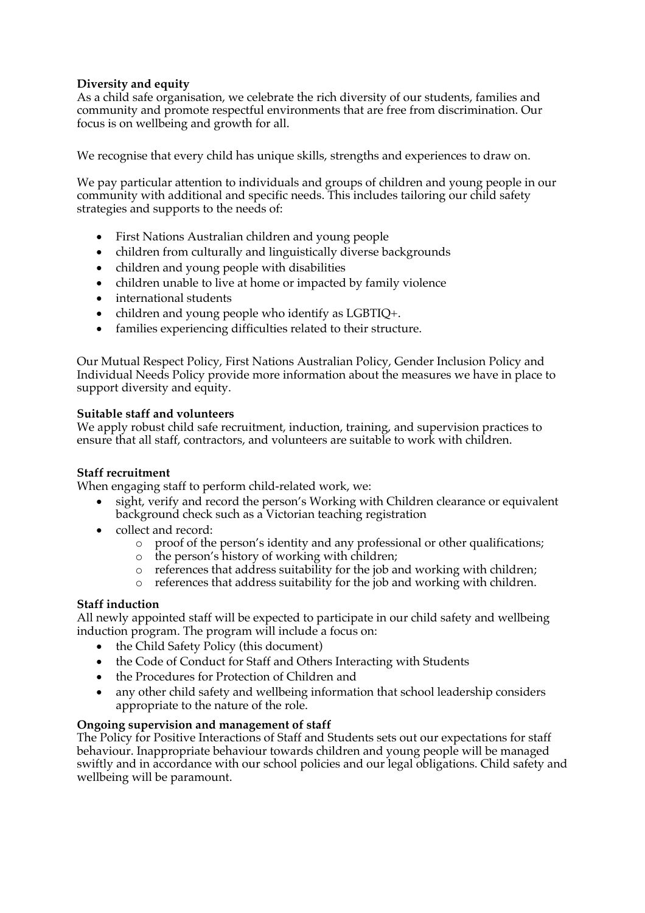**Diversity and equity**
As a child safe organisation, we celebrate the rich diversity of our students, families and community and promote respectful environments that are free from discrimination. Our focus is on wellbeing and growth for all.

We recognise that every child has unique skills, strengths and experiences to draw on.

We pay particular attention to individuals and groups of children and young people in our community with additional and specific needs. This includes tailoring our child safety strategies and supports to the needs of:

- First Nations Australian children and young people
- children from culturally and linguistically diverse backgrounds
- children and young people with disabilities
- children unable to live at home or impacted by family violence
- international students
- children and young people who identify as LGBTIQ+.
- families experiencing difficulties related to their structure.

Our Mutual Respect Policy, First Nations Australian Policy, Gender Inclusion Policy and Individual Needs Policy provide more information about the measures we have in place to support diversity and equity.

**Suitable staff and volunteers**
We apply robust child safe recruitment, induction, training, and supervision practices to ensure that all staff, contractors, and volunteers are suitable to work with children.

**Staff recruitment**
When engaging staff to perform child-related work, we:

- sight, verify and record the person's Working with Children clearance or equivalent background check such as a Victorian teaching registration
- collect and record:
  - proof of the person's identity and any professional or other qualifications;
  - the person's history of working with children;
  - references that address suitability for the job and working with children;
  - references that address suitability for the job and working with children.

**Staff induction**
All newly appointed staff will be expected to participate in our child safety and wellbeing induction program. The program will include a focus on:

- the Child Safety Policy (this document)
- the Code of Conduct for Staff and Others Interacting with Students
- the Procedures for Protection of Children and
- any other child safety and wellbeing information that school leadership considers appropriate to the nature of the role.

**Ongoing supervision and management of staff**
The Policy for Positive Interactions of Staff and Students sets out our expectations for staff behaviour. Inappropriate behaviour towards children and young people will be managed swiftly and in accordance with our school policies and our legal obligations. Child safety and wellbeing will be paramount.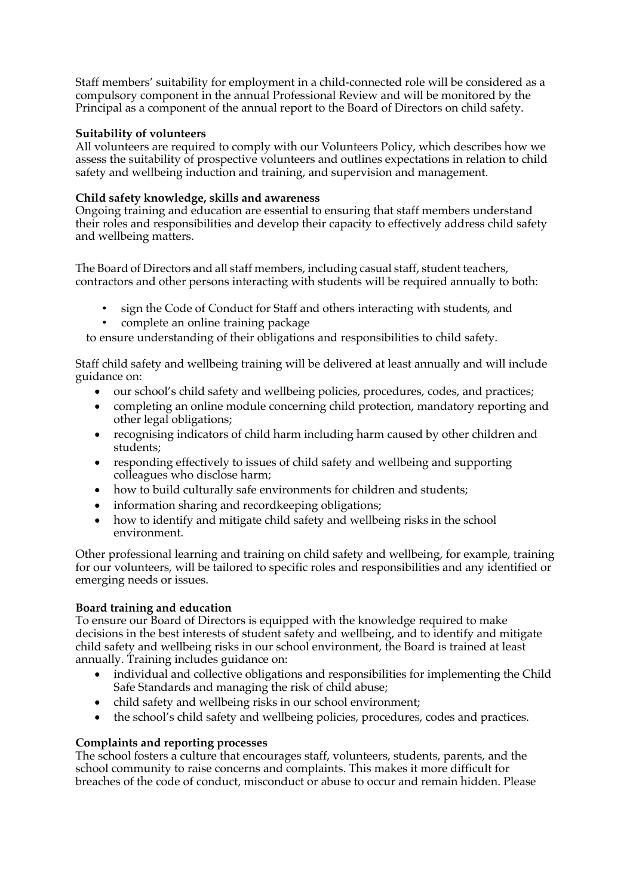Staff members' suitability for employment in a child-connected role will be considered as a compulsory component in the annual Professional Review and will be monitored by the Principal as a component of the annual report to the Board of Directors on child safety.

**Suitability of volunteers**
All volunteers are required to comply with our Volunteers Policy, which describes how we assess the suitability of prospective volunteers and outlines expectations in relation to child safety and wellbeing induction and training, and supervision and management.

**Child safety knowledge, skills and awareness**
Ongoing training and education are essential to ensuring that staff members understand their roles and responsibilities and develop their capacity to effectively address child safety and wellbeing matters.

The Board of Directors and all staff members, including casual staff, student teachers, contractors and other persons interacting with students will be required annually to both:

- sign the Code of Conduct for Staff and others interacting with students, and
- complete an online training package

to ensure understanding of their obligations and responsibilities to child safety.

Staff child safety and wellbeing training will be delivered at least annually and will include guidance on:

- our school's child safety and wellbeing policies, procedures, codes, and practices;
- completing an online module concerning child protection, mandatory reporting and other legal obligations;
- recognising indicators of child harm including harm caused by other children and students;
- responding effectively to issues of child safety and wellbeing and supporting colleagues who disclose harm;
- how to build culturally safe environments for children and students;
- information sharing and recordkeeping obligations;
- how to identify and mitigate child safety and wellbeing risks in the school environment.

Other professional learning and training on child safety and wellbeing, for example, training for our volunteers, will be tailored to specific roles and responsibilities and any identified or emerging needs or issues.

**Board training and education**
To ensure our Board of Directors is equipped with the knowledge required to make decisions in the best interests of student safety and wellbeing, and to identify and mitigate child safety and wellbeing risks in our school environment, the Board is trained at least annually. Training includes guidance on:

- individual and collective obligations and responsibilities for implementing the Child Safe Standards and managing the risk of child abuse;
- child safety and wellbeing risks in our school environment;
- the school's child safety and wellbeing policies, procedures, codes and practices.

**Complaints and reporting processes**
The school fosters a culture that encourages staff, volunteers, students, parents, and the school community to raise concerns and complaints. This makes it more difficult for breaches of the code of conduct, misconduct or abuse to occur and remain hidden. Please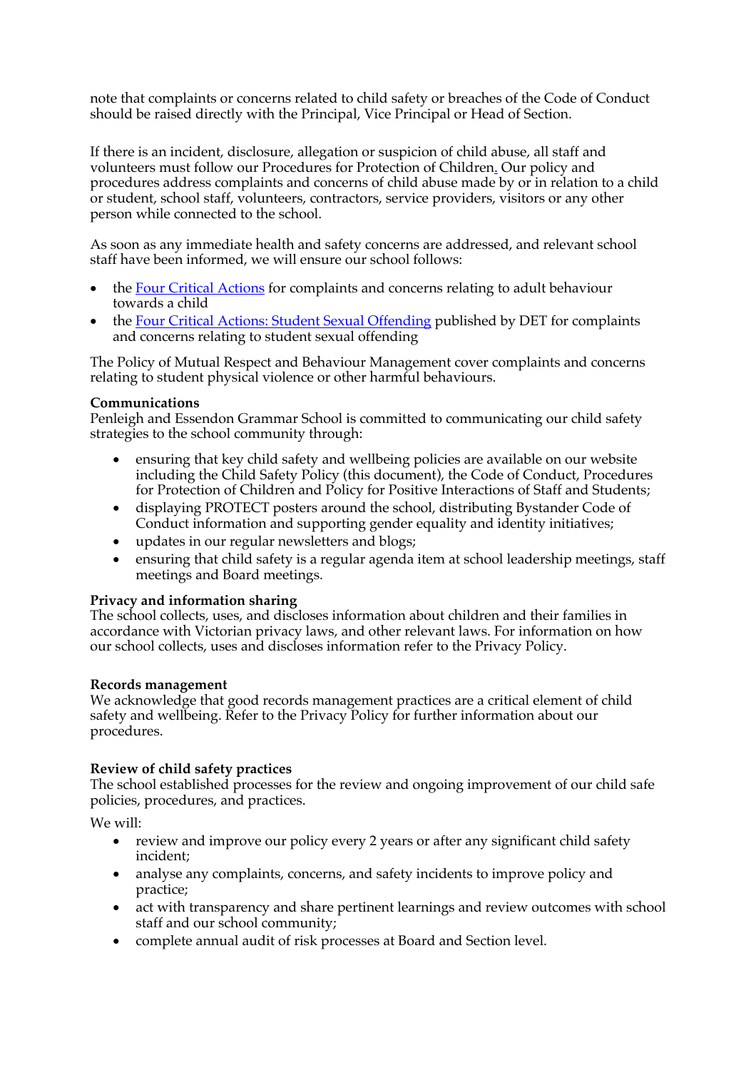note that complaints or concerns related to child safety or breaches of the Code of Conduct should be raised directly with the Principal, Vice Principal or Head of Section.

If there is an incident, disclosure, allegation or suspicion of child abuse, all staff and volunteers must follow our Procedures for Protection of Children. Our policy and procedures address complaints and concerns of child abuse made by or in relation to a child or student, school staff, volunteers, contractors, service providers, visitors or any other person while connected to the school.

As soon as any immediate health and safety concerns are addressed, and relevant school staff have been informed, we will ensure our school follows:

- the Four Critical Actions for complaints and concerns relating to adult behaviour towards a child
- the Four Critical Actions: Student Sexual Offending published by DET for complaints and concerns relating to student sexual offending

The Policy of Mutual Respect and Behaviour Management cover complaints and concerns relating to student physical violence or other harmful behaviours.

**Communications**
Penleigh and Essendon Grammar School is committed to communicating our child safety strategies to the school community through:

- ensuring that key child safety and wellbeing policies are available on our website including the Child Safety Policy (this document), the Code of Conduct, Procedures for Protection of Children and Policy for Positive Interactions of Staff and Students;
- displaying PROTECT posters around the school, distributing Bystander Code of Conduct information and supporting gender equality and identity initiatives;
- updates in our regular newsletters and blogs;
- ensuring that child safety is a regular agenda item at school leadership meetings, staff meetings and Board meetings.

**Privacy and information sharing**
The school collects, uses, and discloses information about children and their families in accordance with Victorian privacy laws, and other relevant laws. For information on how our school collects, uses and discloses information refer to the Privacy Policy.

**Records management**
We acknowledge that good records management practices are a critical element of child safety and wellbeing. Refer to the Privacy Policy for further information about our procedures.

**Review of child safety practices**
The school established processes for the review and ongoing improvement of our child safe policies, procedures, and practices.

We will:

- review and improve our policy every 2 years or after any significant child safety incident;
- analyse any complaints, concerns, and safety incidents to improve policy and practice;
- act with transparency and share pertinent learnings and review outcomes with school staff and our school community;
- complete annual audit of risk processes at Board and Section level.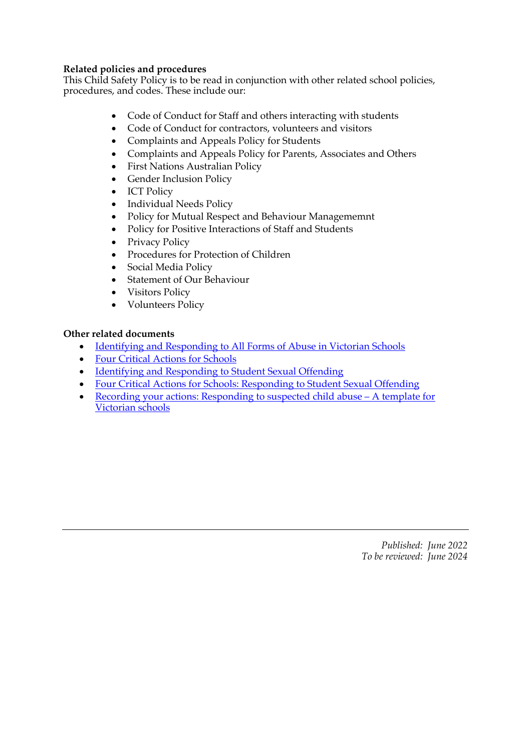**Related policies and procedures**

This Child Safety Policy is to be read in conjunction with other related school policies, procedures, and codes. These include our:

- Code of Conduct for Staff and others interacting with students
- Code of Conduct for contractors, volunteers and visitors
- Complaints and Appeals Policy for Students
- Complaints and Appeals Policy for Parents, Associates and Others
- First Nations Australian Policy
- Gender Inclusion Policy
- ICT Policy
- Individual Needs Policy
- Policy for Mutual Respect and Behaviour Managememnt
- Policy for Positive Interactions of Staff and Students
- Privacy Policy
- Procedures for Protection of Children
- Social Media Policy
- Statement of Our Behaviour
- Visitors Policy
- Volunteers Policy

**Other related documents**

- Identifying and Responding to All Forms of Abuse in Victorian Schools
- Four Critical Actions for Schools
- Identifying and Responding to Student Sexual Offending
- Four Critical Actions for Schools: Responding to Student Sexual Offending
- Recording your actions: Responding to suspected child abuse – A template for Victorian schools

---

*Published: June 2022*
*To be reviewed: June 2024*